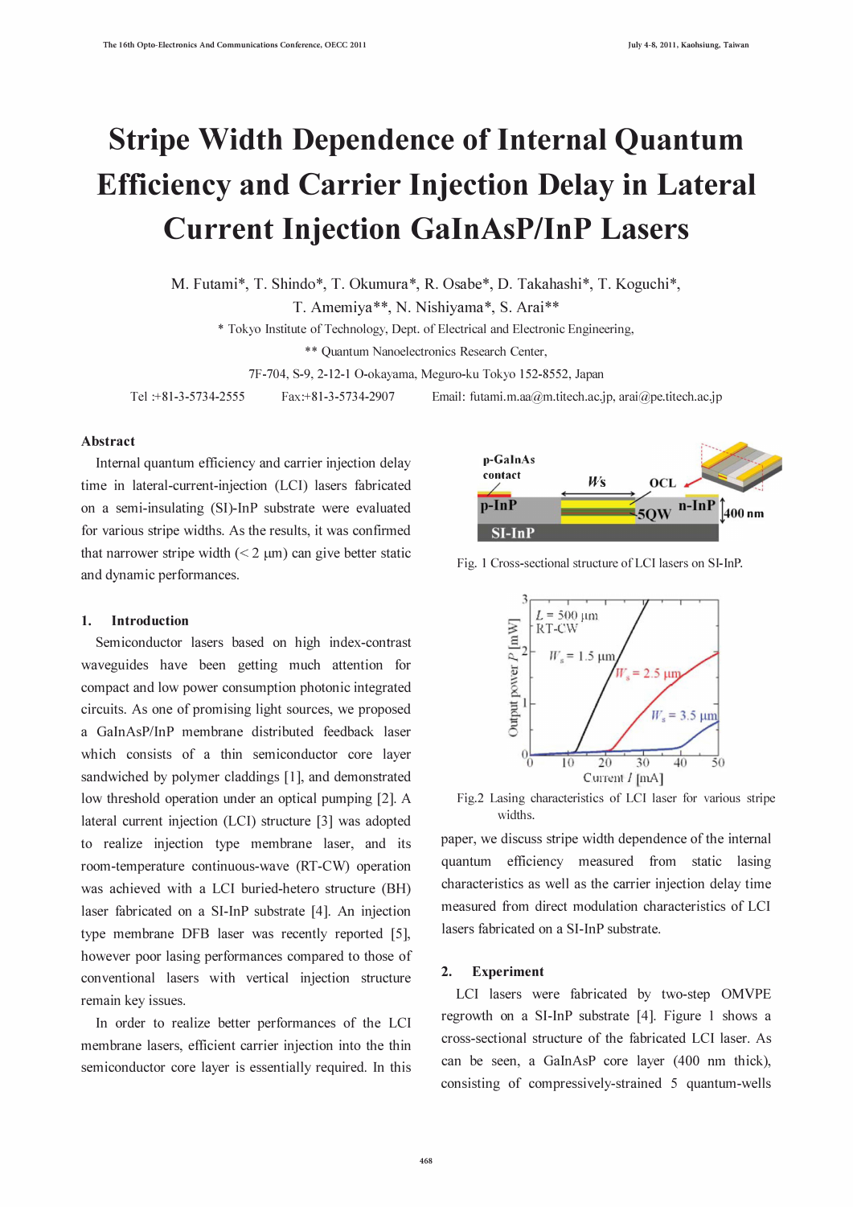# Stripe Width Dependence of Internal Quantum Efficiency and Carrier Injection Delay in Lateral Current Injection GaInAsP/InP Lasers

M. Futami*, T. Shindo*, T. Okumura*, R. Osabe*, D. Takahashi*, T. Koguchi*, T. Amemiya**, N. Nishiyama*, S. Arai**

\* Tokyo Institute of Technology, Dept. of Electrical and Electronic Engineering,

\*\* Quantum Nanoelectronics Research Center,

7F-704, S-9, 2-12-1 O-okayama, Meguro-ku Tokyo 152-8552, Japan

Tel :+81-3-5734-2555 Fax:+81-3-5734-2907 Email: futami.m.aa@m.titech.ac.jp, arai@pe.titech.ac.jp

## Abstract

Internal quantum efficiency and carrier injection delay time in lateral-current-injection (LCI) lasers fabricated on a semi-insulating (SI)-InP substrate were evaluated for various stripe widths. As the results, it was confirmed that narrower stripe width (< 2 μm) can give better static and dynamic performances.

## 1. Introduction

Semiconductor lasers based on high index-contrast waveguides have been getting much attention for compact and low power consumption photonic integrated circuits. As one of promising light sources, we proposed a GaInAsP/InP membrane distributed feedback laser which consists of a thin semiconductor core layer sandwiched by polymer claddings [1], and demonstrated low threshold operation under an optical pumping [2]. A lateral current injection (LCI) structure [3] was adopted to realize injection type membrane laser, and its room-temperature continuous-wave (RT-CW) operation was achieved with a LCI buried-hetero structure (BH) laser fabricated on a SI-InP substrate [4]. An injection type membrane DFB laser was recently reported [5], however poor lasing performances compared to those of conventional lasers with vertical injection structure remain key issues.

In order to realize better performances of the LCI membrane lasers, efficient carrier injection into the thin semiconductor core layer is essentially required. In this paper, we discuss stripe width dependence of the internal quantum efficiency measured from static lasing characteristics as well as the carrier injection delay time measured from direct modulation characteristics of LCI lasers fabricated on a SI-InP substrate.

Fig. 1 Cross-sectional structure of LCI lasers on SI-InP.

Fig.2 Lasing characteristics of LCI laser for various stripe widths.

## 2. Experiment

LCI lasers were fabricated by two-step OMVPE regrowth on a SI-InP substrate [4]. Figure 1 shows a cross-sectional structure of the fabricated LCI laser. As can be seen, a GaInAsP core layer (400 nm thick), consisting of compressively-strained 5 quantum-wells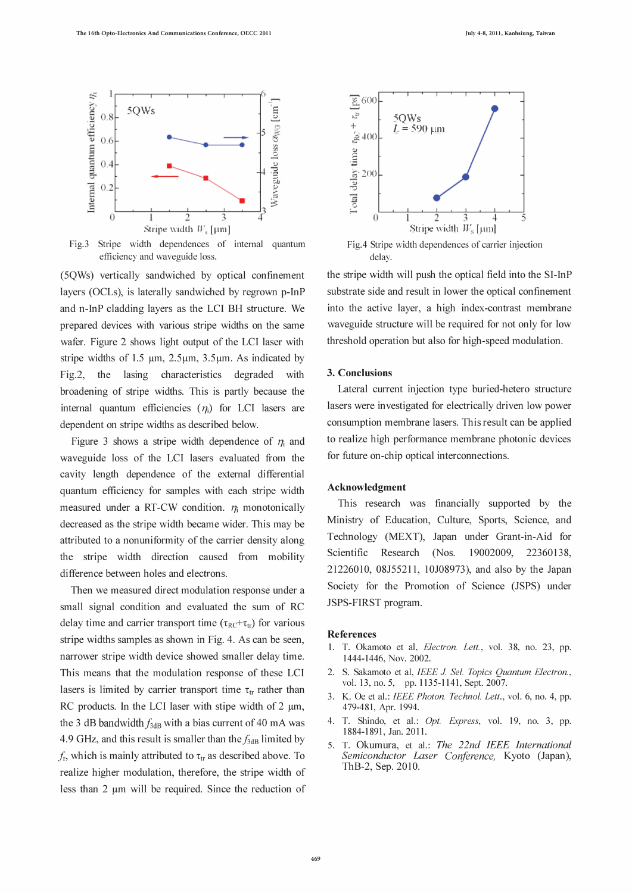Internal quantum efficiency $\eta_i$

Waveguide loss $\alpha_{WG}$ [cm$^{-1}$]

5QWs

Stripe width $W_s$ [μm]

0, 0.2, 0.4, 0.6, 0.8, 1

3, 4, 5, 6

0, 1, 2, 3, 4

Fig.3 Stripe width dependences of internal quantum efficiency and waveguide loss.

Total delay time $\tau_{RC}+\tau_{tr}$ [ps]

5QWs

$L$ = 590 μm

Stripe width $W_s$ [μm]

0, 200, 400, 600

0, 1, 2, 3, 4, 5

Fig.4 Stripe width dependences of carrier injection delay.

(5QWs) vertically sandwiched by optical confinement layers (OCLs), is laterally sandwiched by regrown p-InP and n-InP cladding layers as the LCI BH structure. We prepared devices with various stripe widths on the same wafer. Figure 2 shows light output of the LCI laser with stripe widths of 1.5 μm, 2.5μm, 3.5μm. As indicated by Fig.2, the lasing characteristics degraded with broadening of stripe widths. This is partly because the internal quantum efficiencies ($\eta_i$) for LCI lasers are dependent on stripe widths as described below.

Figure 3 shows a stripe width dependence of $\eta_i$ and waveguide loss of the LCI lasers evaluated from the cavity length dependence of the external differential quantum efficiency for samples with each stripe width measured under a RT-CW condition. $\eta_i$ monotonically decreased as the stripe width became wider. This may be attributed to a nonuniformity of the carrier density along the stripe width direction caused from mobility difference between holes and electrons.

Then we measured direct modulation response under a small signal condition and evaluated the sum of RC delay time and carrier transport time ($\tau_{RC}+\tau_{tr}$) for various stripe widths samples as shown in Fig. 4. As can be seen, narrower stripe width device showed smaller delay time. This means that the modulation response of these LCI lasers is limited by carrier transport time $\tau_{tr}$ rather than RC products. In the LCI laser with stipe width of 2 μm, the 3 dB bandwidth $f_{3dB}$ with a bias current of 40 mA was 4.9 GHz, and this result is smaller than the $f_{3dB}$ limited by $f_r$, which is mainly attributed to $\tau_{tr}$ as described above. To realize higher modulation, therefore, the stripe width of less than 2 μm will be required. Since the reduction of the stripe width will push the optical field into the SI-InP substrate side and result in lower the optical confinement into the active layer, a high index-contrast membrane waveguide structure will be required for not only for low threshold operation but also for high-speed modulation.

## 3. Conclusions

Lateral current injection type buried-hetero structure lasers were investigated for electrically driven low power consumption membrane lasers. This result can be applied to realize high performance membrane photonic devices for future on-chip optical interconnections.

## Acknowledgment

This research was financially supported by the Ministry of Education, Culture, Sports, Science, and Technology (MEXT), Japan under Grant-in-Aid for Scientific Research (Nos. 19002009, 22360138, 21226010, 08J55211, 10J08973), and also by the Japan Society for the Promotion of Science (JSPS) under JSPS-FIRST program.

## References

1. T. Okamoto et al, *Electron. Lett.*, vol. 38, no. 23, pp. 1444-1446, Nov. 2002.
2. S. Sakamoto et al, *IEEE J. Sel. Topics Quantum Electron.*, vol. 13, no. 5, pp. 1135-1141, Sept. 2007.
3. K. Oe et al.: *IEEE Photon. Technol. Lett.*, vol. 6, no. 4, pp. 479-481, Apr. 1994.
4. T. Shindo, et al.: *Opt. Express*, vol. 19, no. 3, pp. 1884-1891, Jan. 2011.
5. T. Okumura, et al.: *The 22nd IEEE International Semiconductor Laser Conference,* Kyoto (Japan), ThB-2, Sep. 2010.